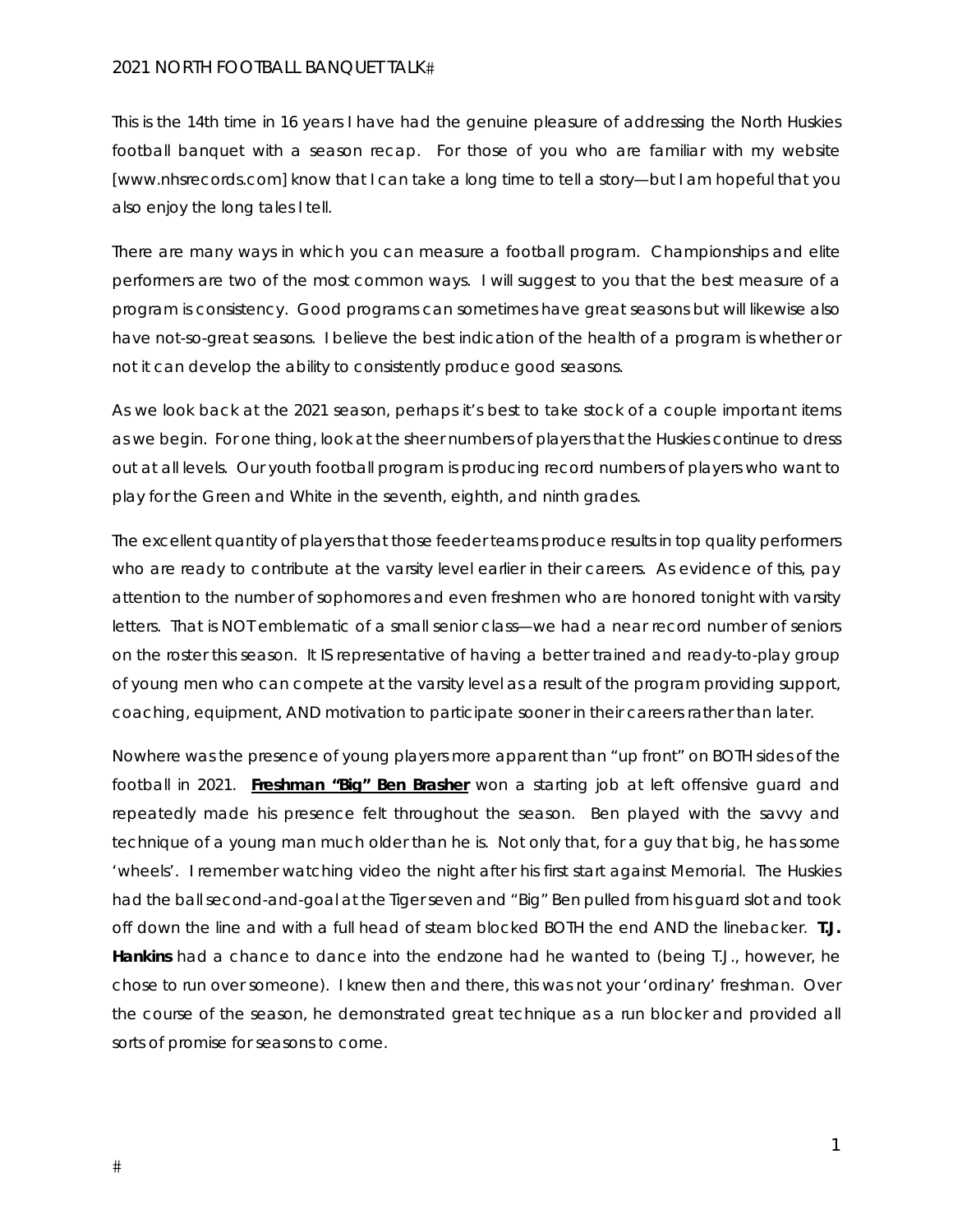# 2021 NORTH FOOTBALL BANQUET TALK

This is the 14th time in 16 years I have had the genuine pleasure of addressing the North Huskies football banquet with a season recap. For those of you who are familiar with my website [www.nhsrecords.com] know that I can take a long time to tell a story—but I am hopeful that you also enjoy the long tales I tell.

There are many ways in which you can measure a football program. Championships and elite performers are two of the most common ways. I will suggest to you that the best measure of a program is consistency. Good programs can sometimes have great seasons but will likewise also have not-so-great seasons. I believe the best indication of the health of a program is whether or not it can develop the ability to consistently produce good seasons.

As we look back at the 2021 season, perhaps it's best to take stock of a couple important items as we begin. For one thing, look at the sheer numbers of players that the Huskies continue to dress out at all levels. Our youth football program is producing record numbers of players who want to play for the Green and White in the seventh, eighth, and ninth grades.

The excellent quantity of players that those feeder teams produce results in top quality performers who are ready to contribute at the varsity level earlier in their careers. As evidence of this, pay attention to the number of sophomores and even freshmen who are honored tonight with varsity letters. That is NOT emblematic of a small senior class—we had a near record number of seniors on the roster this season. It IS representative of having a better trained and ready-to-play group of young men who can compete at the varsity level as a result of the program providing support, coaching, equipment, AND motivation to participate sooner in their careers rather than later.

Nowhere was the presence of young players more apparent than "up front" on BOTH sides of the football in 2021. <u>***Freshman "Big" Ben Brasher***</u> won a starting job at left offensive guard and repeatedly made his presence felt throughout the season. Ben played with the savvy and technique of a young man much older than he is. Not only that, for a guy that big, he has some 'wheels'. I remember watching video the night after his first start against Memorial. The Huskies had the ball second-and-goal at the Tiger seven and "Big" Ben pulled from his guard slot and took off down the line and with a full head of steam blocked BOTH the end AND the linebacker. **T.J. Hankins** had a chance to dance into the endzone had he wanted to (being T.J., however, he chose to run over someone). I knew then and there, this was not your 'ordinary' freshman. Over the course of the season, he demonstrated great technique as a run blocker and provided all sorts of promise for seasons to come.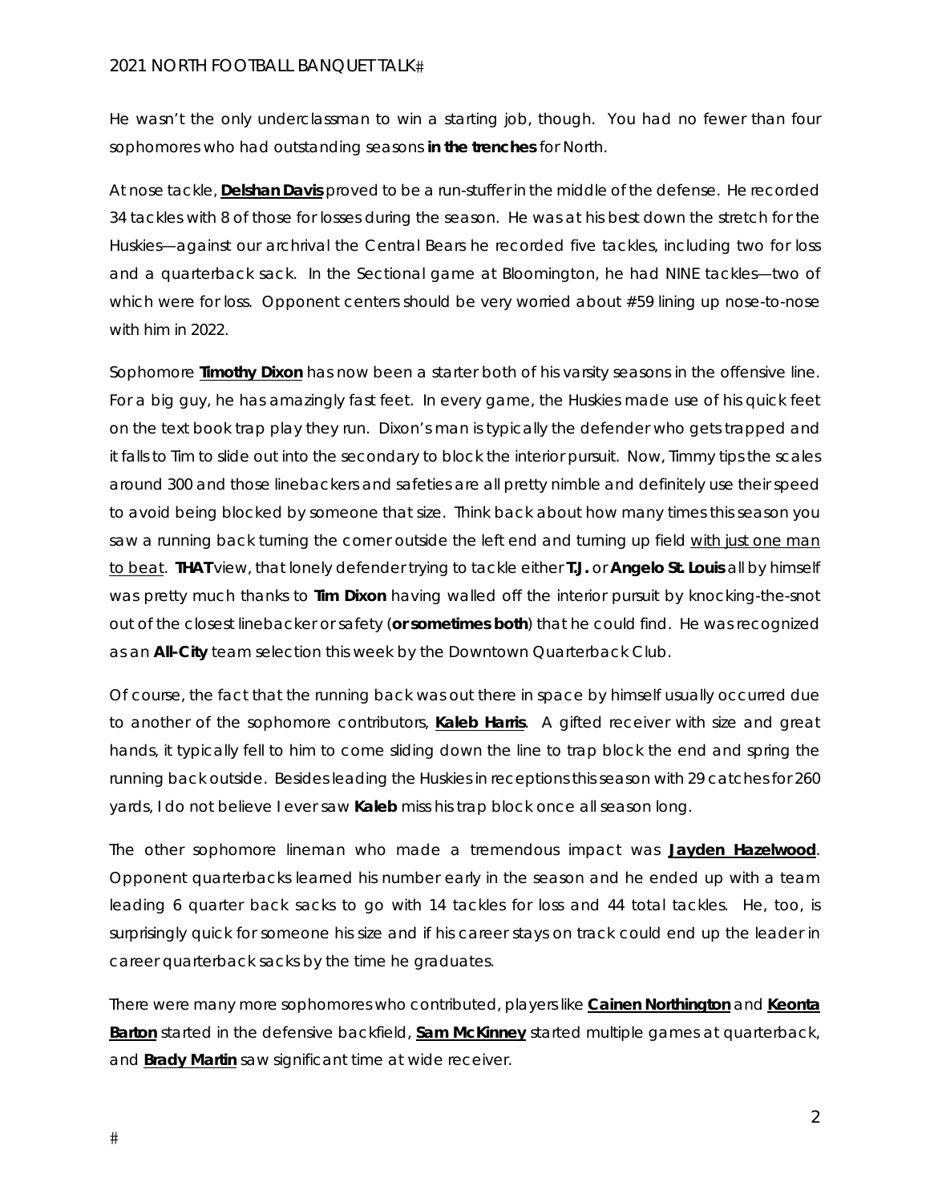He wasn't the only underclassman to win a starting job, though. You had no fewer than four sophomores who had outstanding seasons **in the trenches** for North.

At nose tackle, **Delshan Davis** proved to be a run-stuffer in the middle of the defense. He recorded 34 tackles with 8 of those for losses during the season. He was at his best down the stretch for the Huskies—against our archrival the Central Bears he recorded five tackles, including two for loss and a quarterback sack. In the Sectional game at Bloomington, he had NINE tackles—two of which were for loss. Opponent centers should be very worried about #59 lining up nose-to-nose with him in 2022.

Sophomore **Timothy Dixon** has now been a starter both of his varsity seasons in the offensive line. For a big guy, he has amazingly fast feet. In every game, the Huskies made use of his quick feet on the text book trap play they run. Dixon's man is typically the defender who gets trapped and it falls to Tim to slide out into the secondary to block the interior pursuit. Now, Timmy tips the scales around 300 and those linebackers and safeties are all pretty nimble and definitely use their speed to avoid being blocked by someone that size. Think back about how many times this season you saw a running back turning the corner outside the left end and turning up field with just one man to beat. **THAT** view, that lonely defender trying to tackle either **T.J.** or **Angelo St. Louis** all by himself was pretty much thanks to **Tim Dixon** having walled off the interior pursuit by knocking-the-snot out of the closest linebacker or safety (**or sometimes both**) that he could find. He was recognized as an **All-City** team selection this week by the Downtown Quarterback Club.

Of course, the fact that the running back was out there in space by himself usually occurred due to another of the sophomore contributors, **Kaleb Harris**. A gifted receiver with size and great hands, it typically fell to him to come sliding down the line to trap block the end and spring the running back outside. Besides leading the Huskies in receptions this season with 29 catches for 260 yards, I do not believe I ever saw **Kaleb** miss his trap block once all season long.

The other sophomore lineman who made a tremendous impact was **Jayden Hazelwood**. Opponent quarterbacks learned his number early in the season and he ended up with a team leading 6 quarter back sacks to go with 14 tackles for loss and 44 total tackles. He, too, is surprisingly quick for someone his size and if his career stays on track could end up the leader in career quarterback sacks by the time he graduates.

There were many more sophomores who contributed, players like **Cainen Northington** and **Keonta Barton** started in the defensive backfield, **Sam McKinney** started multiple games at quarterback, and **Brady Martin** saw significant time at wide receiver.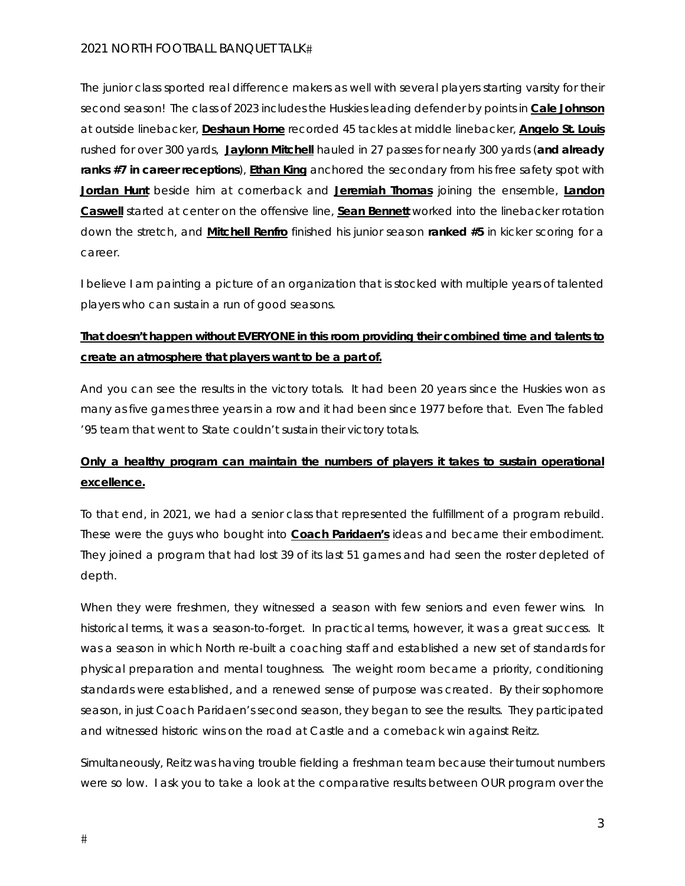The junior class sported real difference makers as well with several players starting varsity for their second season! The class of 2023 includes the Huskies leading defender by points in **Cale Johnson** at outside linebacker, **Deshaun Horne** recorded 45 tackles at middle linebacker, **Angelo St. Louis** rushed for over 300 yards, **Jaylonn Mitchell** hauled in 27 passes for nearly 300 yards (**and already ranks #7 in career receptions**), **Ethan King** anchored the secondary from his free safety spot with **Jordan Hunt** beside him at cornerback and **Jeremiah Thomas** joining the ensemble, **Landon Caswell** started at center on the offensive line, **Sean Bennett** worked into the linebacker rotation down the stretch, and **Mitchell Renfro** finished his junior season **ranked #5** in kicker scoring for a career.

I believe I am painting a picture of an organization that is stocked with multiple years of talented players who can sustain a run of good seasons.

**That doesn't happen without EVERYONE in this room providing their combined time and talents to create an atmosphere that players want to be a part of.**

And you can see the results in the victory totals. It had been 20 years since the Huskies won as many as five games three years in a row and it had been since 1977 before that. Even The fabled '95 team that went to State couldn't sustain their victory totals.

**Only a healthy program can maintain the numbers of players it takes to sustain operational excellence.**

To that end, in 2021, we had a senior class that represented the fulfillment of a program rebuild. These were the guys who bought into **Coach Paridaen's** ideas and became their embodiment. They joined a program that had lost 39 of its last 51 games and had seen the roster depleted of depth.

When they were freshmen, they witnessed a season with few seniors and even fewer wins. In historical terms, it was a season-to-forget. In practical terms, however, it was a great success. It was a season in which North re-built a coaching staff and established a new set of standards for physical preparation and mental toughness. The weight room became a priority, conditioning standards were established, and a renewed sense of purpose was created. By their sophomore season, in just Coach Paridaen's second season, they began to see the results. They participated and witnessed historic wins on the road at Castle and a comeback win against Reitz.

Simultaneously, Reitz was having trouble fielding a freshman team because their turnout numbers were so low. I ask you to take a look at the comparative results between OUR program over the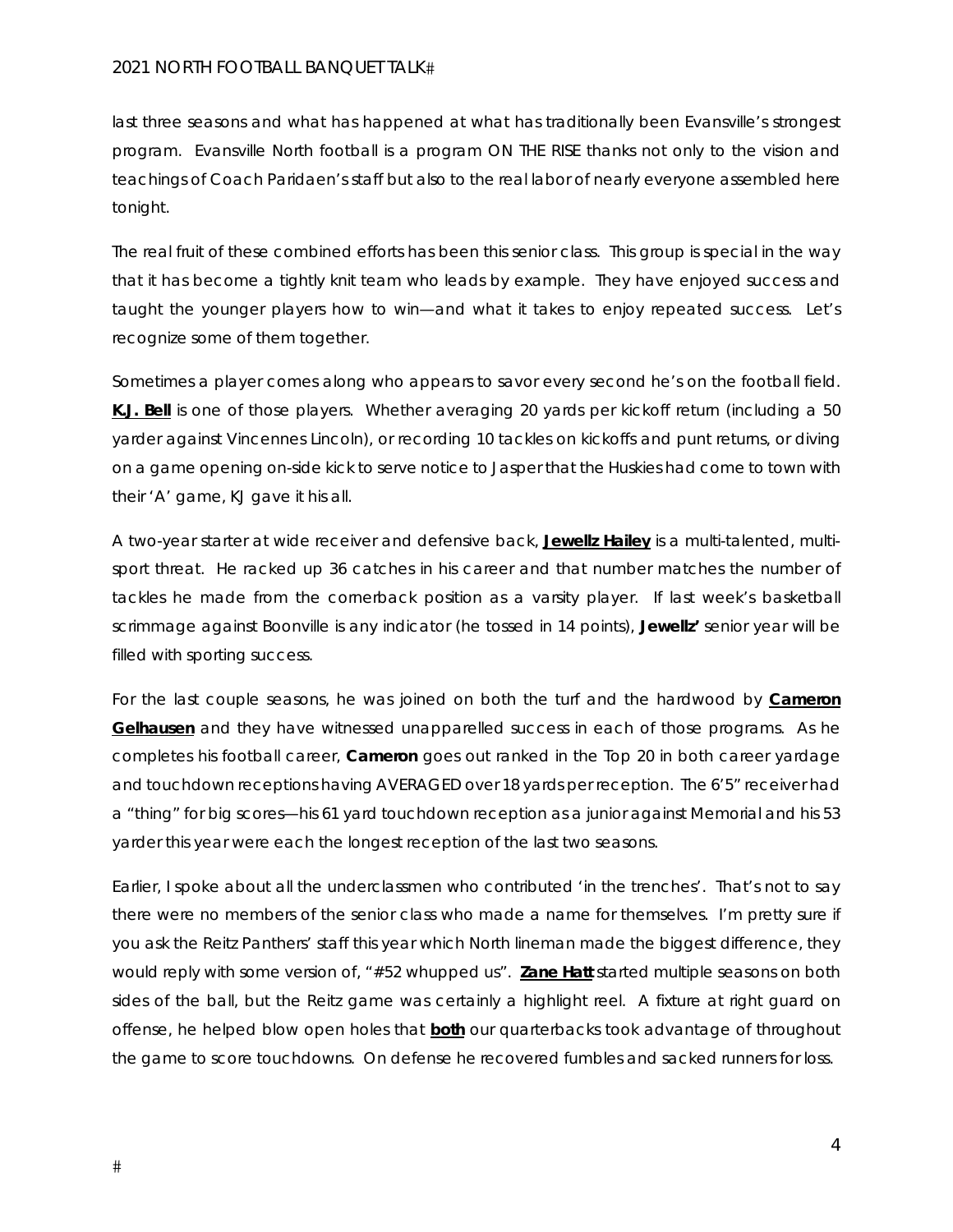last three seasons and what has happened at what has traditionally been Evansville's strongest program. Evansville North football is a program ON THE RISE thanks not only to the vision and teachings of Coach Paridaen's staff but also to the real labor of nearly everyone assembled here tonight.

The real fruit of these combined efforts has been this senior class. This group is special in the way that it has become a tightly knit team who leads by example. They have enjoyed success and taught the younger players how to win—and what it takes to enjoy repeated success. Let's recognize some of them together.

Sometimes a player comes along who appears to savor every second he's on the football field. **K.J. Bell** is one of those players. Whether averaging 20 yards per kickoff return (including a 50 yarder against Vincennes Lincoln), or recording 10 tackles on kickoffs and punt returns, or diving on a game opening on-side kick to serve notice to Jasper that the Huskies had come to town with their 'A' game, KJ gave it his all.

A two-year starter at wide receiver and defensive back, **Jewellz Hailey** is a multi-talented, multi-sport threat. He racked up 36 catches in his career and that number matches the number of tackles he made from the cornerback position as a varsity player. If last week's basketball scrimmage against Boonville is any indicator (he tossed in 14 points), **Jewellz'** senior year will be filled with sporting success.

For the last couple seasons, he was joined on both the turf and the hardwood by **Cameron Gelhausen** and they have witnessed unapparelled success in each of those programs. As he completes his football career, **Cameron** goes out ranked in the Top 20 in both career yardage and touchdown receptions having AVERAGED over 18 yards per reception. The 6'5" receiver had a "thing" for big scores—his 61 yard touchdown reception as a junior against Memorial and his 53 yarder this year were each the longest reception of the last two seasons.

Earlier, I spoke about all the underclassmen who contributed 'in the trenches'. That's not to say there were no members of the senior class who made a name for themselves. I'm pretty sure if you ask the Reitz Panthers' staff this year which North lineman made the biggest difference, they would reply with some version of, "#52 whupped us". **Zane Hatt** started multiple seasons on both sides of the ball, but the Reitz game was certainly a highlight reel. A fixture at right guard on offense, he helped blow open holes that **both** our quarterbacks took advantage of throughout the game to score touchdowns. On defense he recovered fumbles and sacked runners for loss.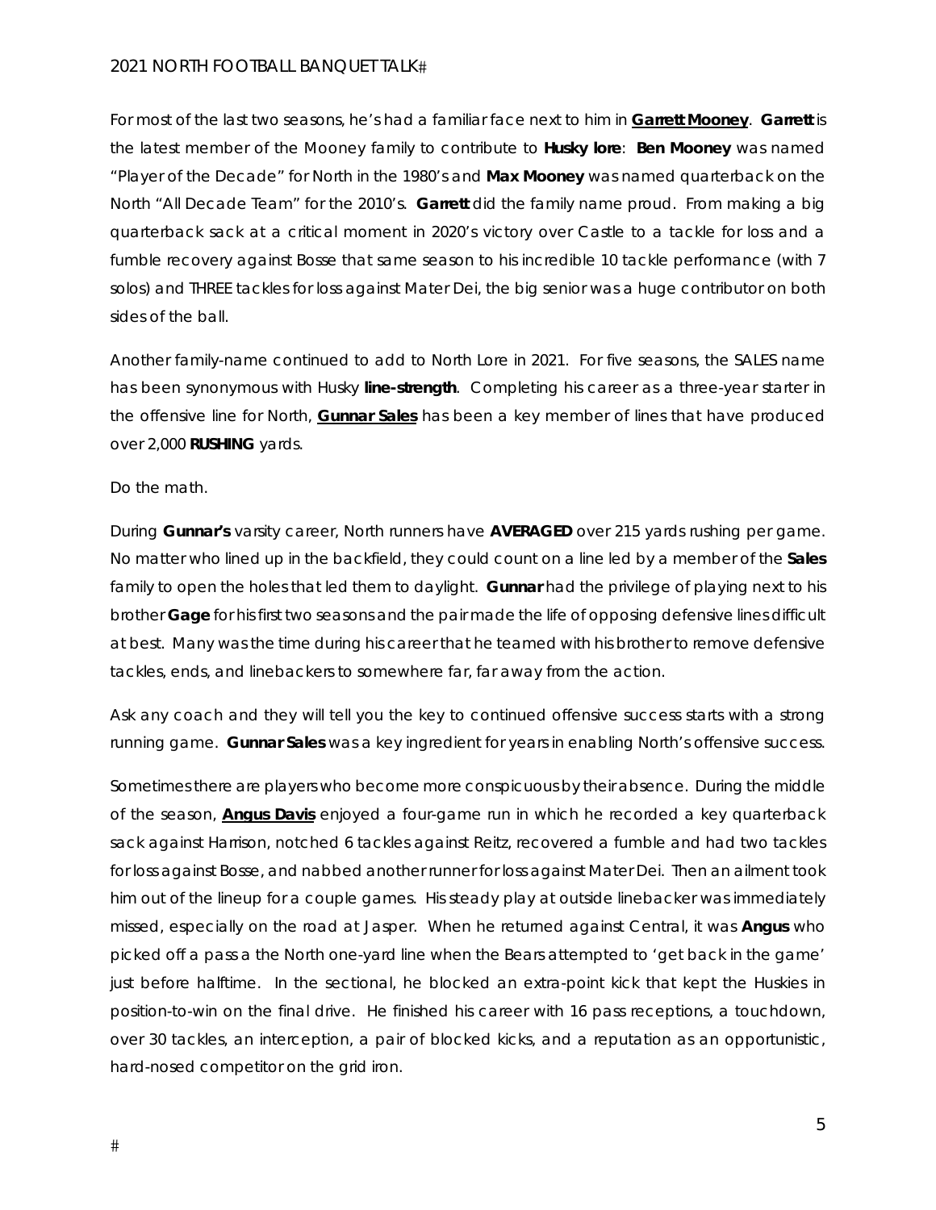For most of the last two seasons, he's had a familiar face next to him in **Garrett Mooney**. **Garrett** is the latest member of the Mooney family to contribute to **Husky lore**: **Ben Mooney** was named "Player of the Decade" for North in the 1980's and **Max Mooney** was named quarterback on the North "All Decade Team" for the 2010's. **Garrett** did the family name proud. From making a big quarterback sack at a critical moment in 2020's victory over Castle to a tackle for loss and a fumble recovery against Bosse that same season to his incredible 10 tackle performance (with 7 solos) and THREE tackles for loss against Mater Dei, the big senior was a huge contributor on both sides of the ball.

Another family-name continued to add to North Lore in 2021. For five seasons, the SALES name has been synonymous with Husky **line-strength**. Completing his career as a three-year starter in the offensive line for North, **Gunnar Sales** has been a key member of lines that have produced over 2,000 **RUSHING** yards.

Do the math.

During **Gunnar's** varsity career, North runners have **AVERAGED** over 215 yards rushing per game. No matter who lined up in the backfield, they could count on a line led by a member of the **Sales** family to open the holes that led them to daylight. **Gunnar** had the privilege of playing next to his brother **Gage** for his first two seasons and the pair made the life of opposing defensive lines difficult at best. Many was the time during his career that he teamed with his brother to remove defensive tackles, ends, and linebackers to somewhere far, far away from the action.

Ask any coach and they will tell you the key to continued offensive success starts with a strong running game. **Gunnar Sales** was a key ingredient for years in enabling North's offensive success.

Sometimes there are players who become more conspicuous by their absence. During the middle of the season, **Angus Davis** enjoyed a four-game run in which he recorded a key quarterback sack against Harrison, notched 6 tackles against Reitz, recovered a fumble and had two tackles for loss against Bosse, and nabbed another runner for loss against Mater Dei. Then an ailment took him out of the lineup for a couple games. His steady play at outside linebacker was immediately missed, especially on the road at Jasper. When he returned against Central, it was **Angus** who picked off a pass a the North one-yard line when the Bears attempted to 'get back in the game' just before halftime. In the sectional, he blocked an extra-point kick that kept the Huskies in position-to-win on the final drive. He finished his career with 16 pass receptions, a touchdown, over 30 tackles, an interception, a pair of blocked kicks, and a reputation as an opportunistic, hard-nosed competitor on the grid iron.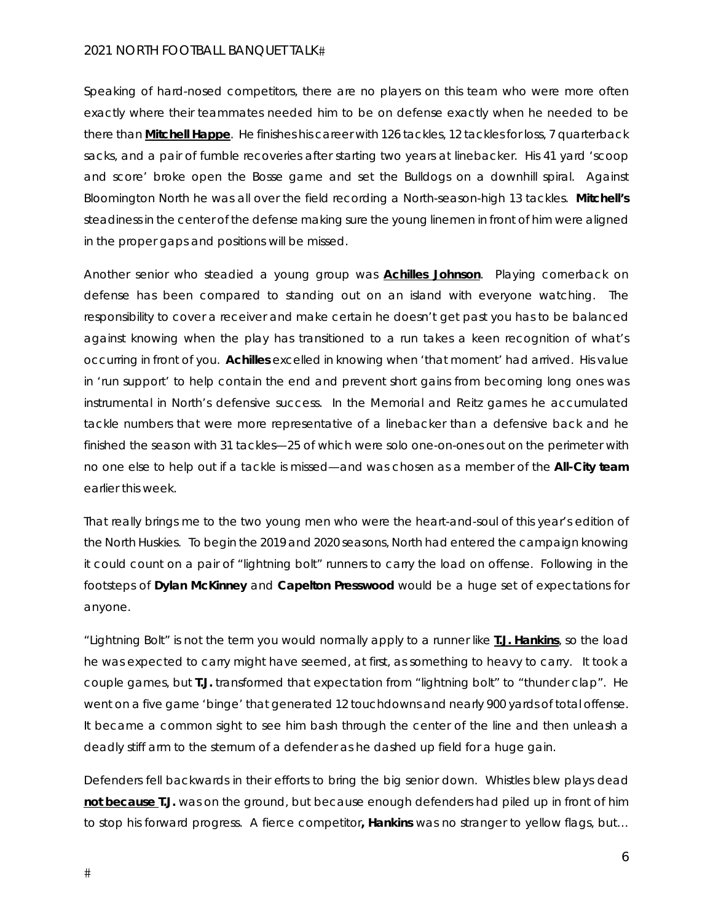Speaking of hard-nosed competitors, there are no players on this team who were more often exactly where their teammates needed him to be on defense exactly when he needed to be there than **Mitchell Happe**. He finishes his career with 126 tackles, 12 tackles for loss, 7 quarterback sacks, and a pair of fumble recoveries after starting two years at linebacker. His 41 yard 'scoop and score' broke open the Bosse game and set the Bulldogs on a downhill spiral. Against Bloomington North he was all over the field recording a North-season-high 13 tackles. **Mitchell's** steadiness in the center of the defense making sure the young linemen in front of him were aligned in the proper gaps and positions will be missed.

Another senior who steadied a young group was **Achilles Johnson**. Playing cornerback on defense has been compared to standing out on an island with everyone watching. The responsibility to cover a receiver and make certain he doesn't get past you has to be balanced against knowing when the play has transitioned to a run takes a keen recognition of what's occurring in front of you. **Achilles** excelled in knowing when 'that moment' had arrived. His value in 'run support' to help contain the end and prevent short gains from becoming long ones was instrumental in North's defensive success. In the Memorial and Reitz games he accumulated tackle numbers that were more representative of a linebacker than a defensive back and he finished the season with 31 tackles—25 of which were solo one-on-ones out on the perimeter with no one else to help out if a tackle is missed—and was chosen as a member of the **All-City team** earlier this week.

That really brings me to the two young men who were the heart-and-soul of this year's edition of the North Huskies. To begin the 2019 and 2020 seasons, North had entered the campaign knowing it could count on a pair of "lightning bolt" runners to carry the load on offense. Following in the footsteps of **Dylan McKinney** and **Capelton Presswood** would be a huge set of expectations for anyone.

"Lightning Bolt" is not the term you would normally apply to a runner like **T.J. Hankins**, so the load he was expected to carry might have seemed, at first, as something to heavy to carry. It took a couple games, but **T.J.** transformed that expectation from "lightning bolt" to "thunder clap". He went on a five game 'binge' that generated 12 touchdowns and nearly 900 yards of total offense. It became a common sight to see him bash through the center of the line and then unleash a deadly stiff arm to the sternum of a defender as he dashed up field for a huge gain.

Defenders fell backwards in their efforts to bring the big senior down. Whistles blew plays dead **not because T.J.** was on the ground, but because enough defenders had piled up in front of him to stop his forward progress. A fierce competitor**, Hankins** was no stranger to yellow flags, but…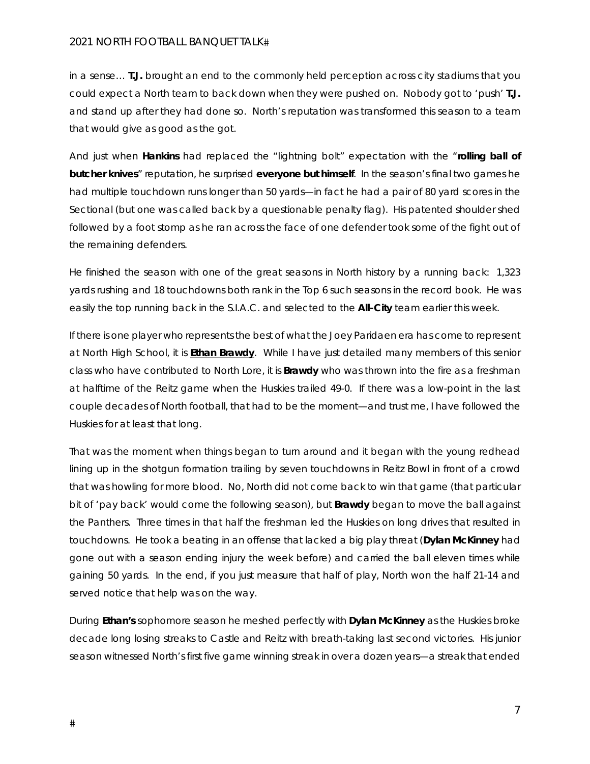in a sense… **T.J.** brought an end to the commonly held perception across city stadiums that you could expect a North team to back down when they were pushed on. Nobody got to 'push' **T.J.** and stand up after they had done so. North's reputation was transformed this season to a team that would give as good as the got.

And just when **Hankins** had replaced the "lightning bolt" expectation with the "**rolling ball of butcher knives**" reputation, he surprised **everyone but himself**. In the season's final two games he had multiple touchdown runs longer than 50 yards—in fact he had a pair of 80 yard scores in the Sectional (but one was called back by a questionable penalty flag). His patented shoulder shed followed by a foot stomp as he ran across the face of one defender took some of the fight out of the remaining defenders.

He finished the season with one of the great seasons in North history by a running back: 1,323 yards rushing and 18 touchdowns both rank in the Top 6 such seasons in the record book. He was easily the top running back in the S.I.A.C. and selected to the **All-City** team earlier this week.

If there is one player who represents the best of what the Joey Paridaen era has come to represent at North High School, it is **<u>Ethan Brawdy</u>**. While I have just detailed many members of this senior class who have contributed to North Lore, it is **Brawdy** who was thrown into the fire as a freshman at halftime of the Reitz game when the Huskies trailed 49-0. If there was a low-point in the last couple decades of North football, that had to be the moment—and trust me, I have followed the Huskies for at least that long.

That was the moment when things began to turn around and it began with the young redhead lining up in the shotgun formation trailing by seven touchdowns in Reitz Bowl in front of a crowd that was howling for more blood. No, North did not come back to win that game (that particular bit of 'pay back' would come the following season), but **Brawdy** began to move the ball against the Panthers. Three times in that half the freshman led the Huskies on long drives that resulted in touchdowns. He took a beating in an offense that lacked a big play threat (**Dylan McKinney** had gone out with a season ending injury the week before) and carried the ball eleven times while gaining 50 yards. In the end, if you just measure that half of play, North won the half 21-14 and served notice that help was on the way.

During **Ethan's** sophomore season he meshed perfectly with **Dylan McKinney** as the Huskies broke decade long losing streaks to Castle and Reitz with breath-taking last second victories. His junior season witnessed North's first five game winning streak in over a dozen years—a streak that ended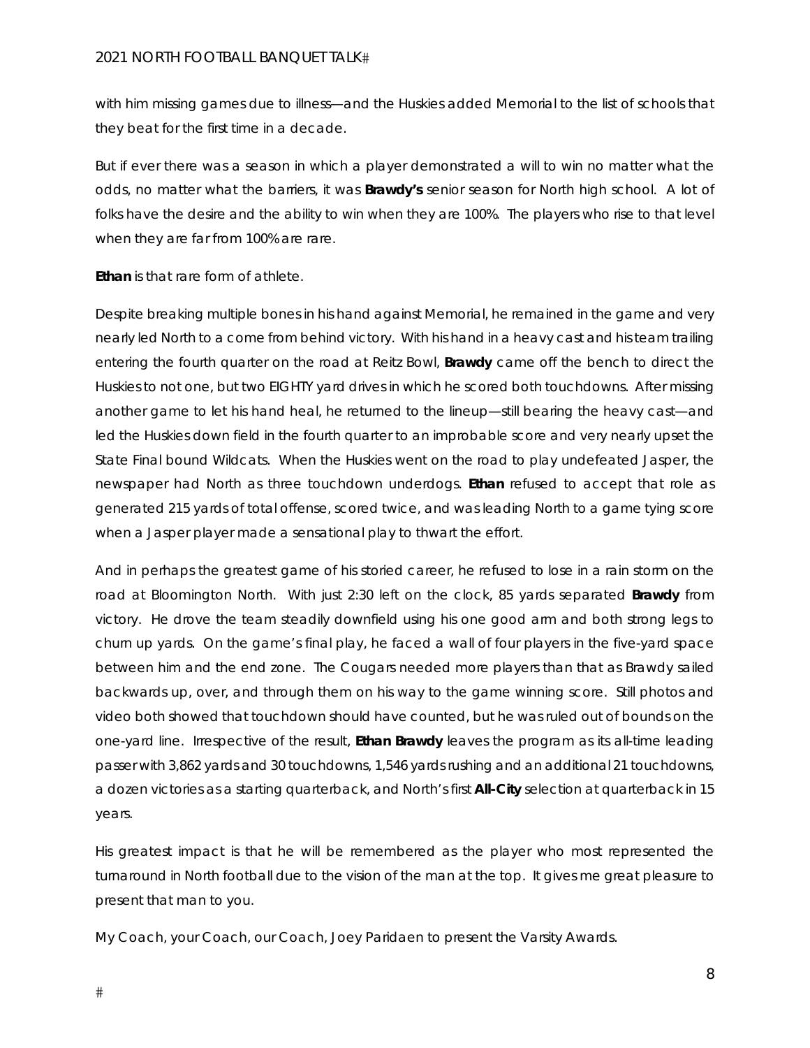with him missing games due to illness—and the Huskies added Memorial to the list of schools that they beat for the first time in a decade.

But if ever there was a season in which a player demonstrated a will to win no matter what the odds, no matter what the barriers, it was **Brawdy's** senior season for North high school. A lot of folks have the desire and the ability to win when they are 100%. The players who rise to that level when they are far from 100% are rare.

**Ethan** is that rare form of athlete.

Despite breaking multiple bones in his hand against Memorial, he remained in the game and very nearly led North to a come from behind victory. With his hand in a heavy cast and his team trailing entering the fourth quarter on the road at Reitz Bowl, **Brawdy** came off the bench to direct the Huskies to not one, but two EIGHTY yard drives in which he scored both touchdowns. After missing another game to let his hand heal, he returned to the lineup—still bearing the heavy cast—and led the Huskies down field in the fourth quarter to an improbable score and very nearly upset the State Final bound Wildcats. When the Huskies went on the road to play undefeated Jasper, the newspaper had North as three touchdown underdogs. **Ethan** refused to accept that role as generated 215 yards of total offense, scored twice, and was leading North to a game tying score when a Jasper player made a sensational play to thwart the effort.

And in perhaps the greatest game of his storied career, he refused to lose in a rain storm on the road at Bloomington North. With just 2:30 left on the clock, 85 yards separated **Brawdy** from victory. He drove the team steadily downfield using his one good arm and both strong legs to churn up yards. On the game's final play, he faced a wall of four players in the five-yard space between him and the end zone. The Cougars needed more players than that as Brawdy sailed backwards up, over, and through them on his way to the game winning score. Still photos and video both showed that touchdown should have counted, but he was ruled out of bounds on the one-yard line. Irrespective of the result, **Ethan Brawdy** leaves the program as its all-time leading passer with 3,862 yards and 30 touchdowns, 1,546 yards rushing and an additional 21 touchdowns, a dozen victories as a starting quarterback, and North's first **All-City** selection at quarterback in 15 years.

His greatest impact is that he will be remembered as the player who most represented the turnaround in North football due to the vision of the man at the top. It gives me great pleasure to present that man to you.

My Coach, your Coach, our Coach, Joey Paridaen to present the Varsity Awards.